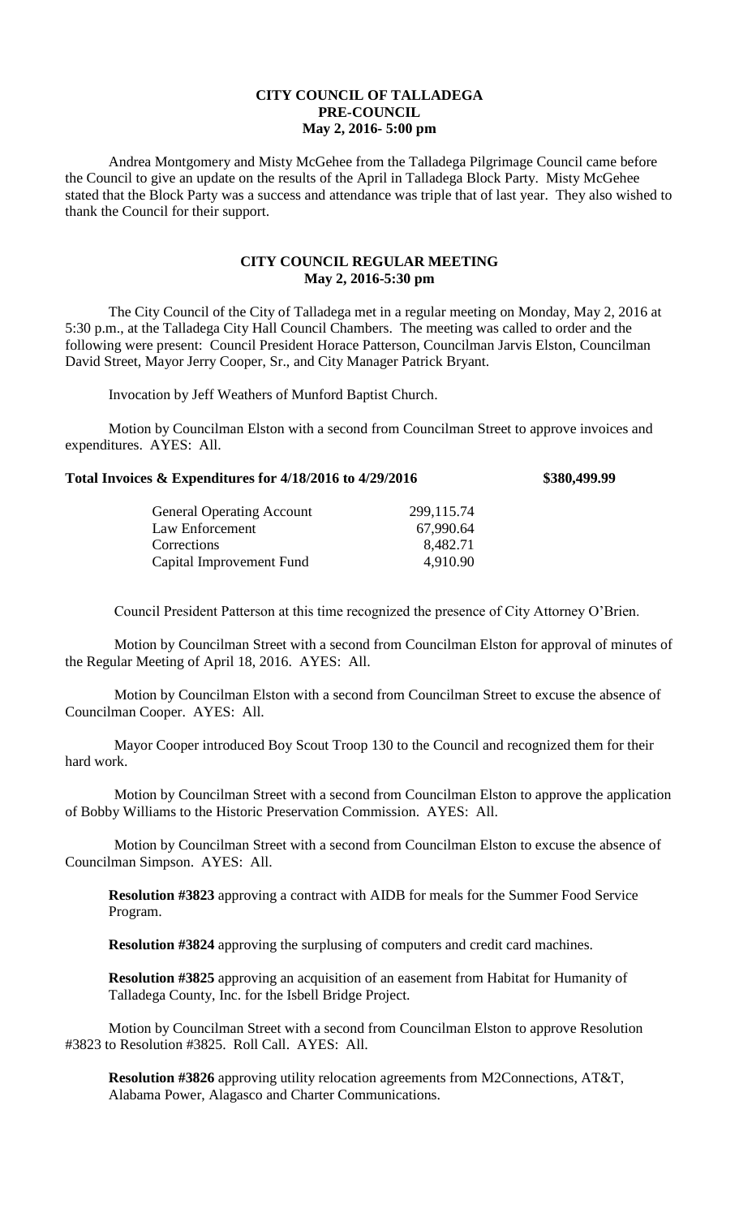**CITY COUNCIL OF TALLADEGA**
**PRE-COUNCIL**
**May 2, 2016- 5:00 pm**

Andrea Montgomery and Misty McGehee from the Talladega Pilgrimage Council came before the Council to give an update on the results of the April in Talladega Block Party. Misty McGehee stated that the Block Party was a success and attendance was triple that of last year. They also wished to thank the Council for their support.

**CITY COUNCIL REGULAR MEETING**
**May 2, 2016-5:30 pm**

The City Council of the City of Talladega met in a regular meeting on Monday, May 2, 2016 at 5:30 p.m., at the Talladega City Hall Council Chambers. The meeting was called to order and the following were present: Council President Horace Patterson, Councilman Jarvis Elston, Councilman David Street, Mayor Jerry Cooper, Sr., and City Manager Patrick Bryant.

Invocation by Jeff Weathers of Munford Baptist Church.

Motion by Councilman Elston with a second from Councilman Street to approve invoices and expenditures. AYES: All.

**Total Invoices & Expenditures for 4/18/2016 to 4/29/2016 $380,499.99**

| | |
|---|---|
| General Operating Account | 299,115.74 |
| Law Enforcement | 67,990.64 |
| Corrections | 8,482.71 |
| Capital Improvement Fund | 4,910.90 |

Council President Patterson at this time recognized the presence of City Attorney O'Brien.

Motion by Councilman Street with a second from Councilman Elston for approval of minutes of the Regular Meeting of April 18, 2016. AYES: All.

Motion by Councilman Elston with a second from Councilman Street to excuse the absence of Councilman Cooper. AYES: All.

Mayor Cooper introduced Boy Scout Troop 130 to the Council and recognized them for their hard work.

Motion by Councilman Street with a second from Councilman Elston to approve the application of Bobby Williams to the Historic Preservation Commission. AYES: All.

Motion by Councilman Street with a second from Councilman Elston to excuse the absence of Councilman Simpson. AYES: All.

**Resolution #3823** approving a contract with AIDB for meals for the Summer Food Service Program.

**Resolution #3824** approving the surplusing of computers and credit card machines.

**Resolution #3825** approving an acquisition of an easement from Habitat for Humanity of Talladega County, Inc. for the Isbell Bridge Project.

Motion by Councilman Street with a second from Councilman Elston to approve Resolution #3823 to Resolution #3825. Roll Call. AYES: All.

**Resolution #3826** approving utility relocation agreements from M2Connections, AT&T, Alabama Power, Alagasco and Charter Communications.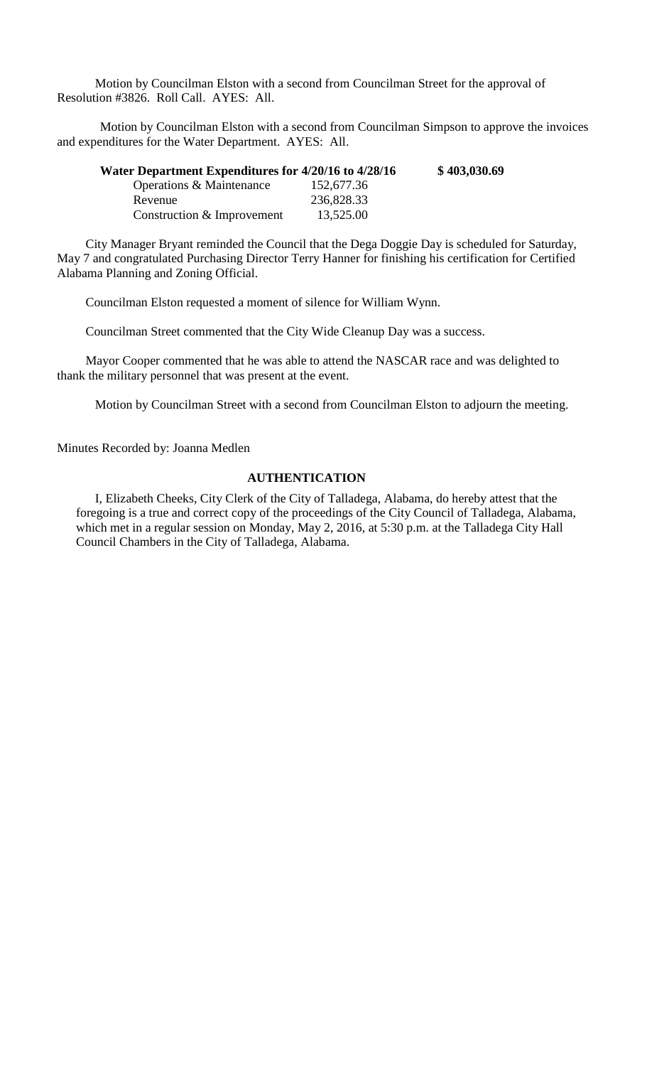Motion by Councilman Elston with a second from Councilman Street for the approval of Resolution #3826. Roll Call. AYES: All.

Motion by Councilman Elston with a second from Councilman Simpson to approve the invoices and expenditures for the Water Department. AYES: All.

| **Water Department Expenditures for 4/20/16 to 4/28/16** | | **$ 403,030.69** |
|---|---|---|
| Operations & Maintenance | 152,677.36 | |
| Revenue | 236,828.33 | |
| Construction & Improvement | 13,525.00 | |

City Manager Bryant reminded the Council that the Dega Doggie Day is scheduled for Saturday, May 7 and congratulated Purchasing Director Terry Hanner for finishing his certification for Certified Alabama Planning and Zoning Official.

Councilman Elston requested a moment of silence for William Wynn.

Councilman Street commented that the City Wide Cleanup Day was a success.

Mayor Cooper commented that he was able to attend the NASCAR race and was delighted to thank the military personnel that was present at the event.

Motion by Councilman Street with a second from Councilman Elston to adjourn the meeting.

Minutes Recorded by: Joanna Medlen

**AUTHENTICATION**

I, Elizabeth Cheeks, City Clerk of the City of Talladega, Alabama, do hereby attest that the foregoing is a true and correct copy of the proceedings of the City Council of Talladega, Alabama, which met in a regular session on Monday, May 2, 2016, at 5:30 p.m. at the Talladega City Hall Council Chambers in the City of Talladega, Alabama.